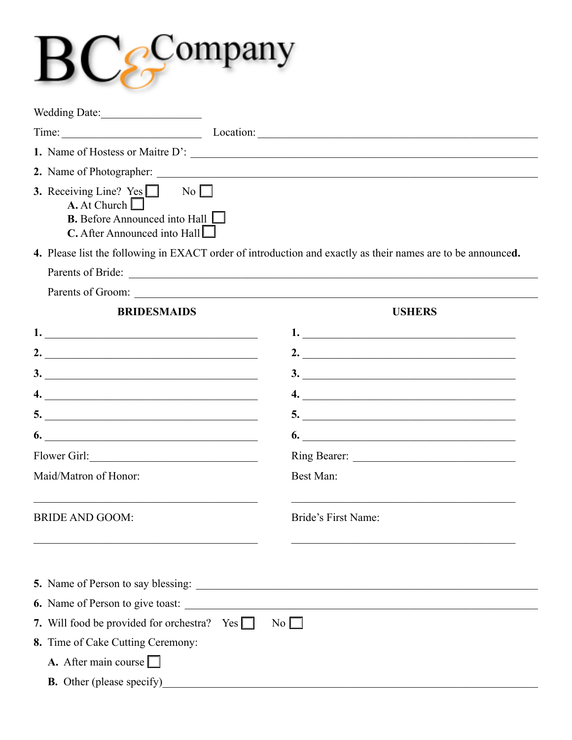# BC&Company

Wedding Date:__________________

Time: __________________________ Location: ______________________________________________

**1.** Name of Hostess or Maitre D': ______________________________________________

**2.** Name of Photographer: ______________________________________________

**3.** Receiving Line? Yes ☐ No ☐

- **A.** At Church ☐
- **B.** Before Announced into Hall ☐
- **C.** After Announced into Hall ☐

**4.** Please list the following in EXACT order of introduction and exactly as their names are to be announce**d.**

Parents of Bride: ______________________________________________

Parents of Groom: ______________________________________________

| **BRIDESMAIDS** | **USHERS** |
|---|---|
| **1.** ______________________ | **1.** ______________________ |
| **2.** ______________________ | **2.** ______________________ |
| **3.** ______________________ | **3.** ______________________ |
| **4.** ______________________ | **4.** ______________________ |
| **5.** ______________________ | **5.** ______________________ |
| **6.** ______________________ | **6.** ______________________ |
| Flower Girl:__________________ | Ring Bearer: __________________ |
| Maid/Matron of Honor: ______________________ | Best Man: ______________________ |
| BRIDE AND GOOM: ______________________ | Bride's First Name: ______________________ |

**5.** Name of Person to say blessing: ______________________________________________

**6.** Name of Person to give toast: ______________________________________________

**7.** Will food be provided for orchestra? Yes ☐ No ☐

**8.** Time of Cake Cutting Ceremony:

- **A.** After main course ☐
- **B.** Other (please specify)______________________________________________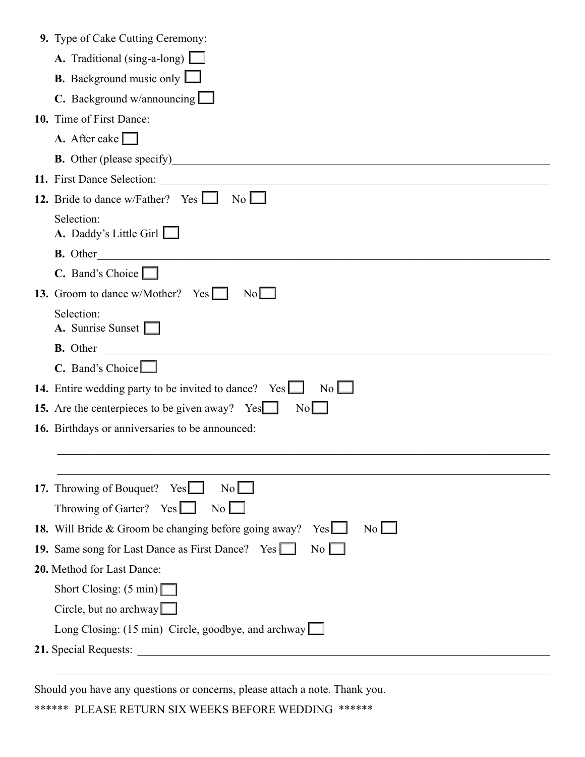**9.** Type of Cake Cutting Ceremony:

**A.** Traditional (sing-a-long) ☐

**B.** Background music only ☐

**C.** Background w/announcing ☐

**10.** Time of First Dance:

**A.** After cake ☐

**B.** Other (please specify)\_\_\_\_\_\_\_\_\_\_\_\_\_\_\_\_\_\_\_\_\_\_\_\_\_\_\_\_\_\_\_\_\_\_\_\_\_\_\_\_

**11.** First Dance Selection: \_\_\_\_\_\_\_\_\_\_\_\_\_\_\_\_\_\_\_\_\_\_\_\_\_\_\_\_\_\_\_\_\_\_\_\_\_\_\_\_

**12.** Bride to dance w/Father? Yes ☐ No ☐

Selection:

**A.** Daddy's Little Girl ☐

**B.** Other\_\_\_\_\_\_\_\_\_\_\_\_\_\_\_\_\_\_\_\_\_\_\_\_\_\_\_\_\_\_\_\_\_\_\_\_\_\_\_\_

**C.** Band's Choice ☐

**13.** Groom to dance w/Mother? Yes ☐ No ☐

Selection:

**A.** Sunrise Sunset ☐

**B.** Other \_\_\_\_\_\_\_\_\_\_\_\_\_\_\_\_\_\_\_\_\_\_\_\_\_\_\_\_\_\_\_\_\_\_\_\_\_\_\_\_

**C.** Band's Choice ☐

**14.** Entire wedding party to be invited to dance? Yes ☐ No ☐

**15.** Are the centerpieces to be given away? Yes ☐ No ☐

**16.** Birthdays or anniversaries to be announced:

\_\_\_\_\_\_\_\_\_\_\_\_\_\_\_\_\_\_\_\_\_\_\_\_\_\_\_\_\_\_\_\_\_\_\_\_\_\_\_\_\_\_\_\_\_\_\_\_\_\_\_\_\_\_\_\_\_\_

\_\_\_\_\_\_\_\_\_\_\_\_\_\_\_\_\_\_\_\_\_\_\_\_\_\_\_\_\_\_\_\_\_\_\_\_\_\_\_\_\_\_\_\_\_\_\_\_\_\_\_\_\_\_\_\_\_\_

**17.** Throwing of Bouquet? Yes ☐ No ☐

Throwing of Garter? Yes ☐ No ☐

**18.** Will Bride & Groom be changing before going away? Yes ☐ No ☐

**19.** Same song for Last Dance as First Dance? Yes ☐ No ☐

**20.** Method for Last Dance:

Short Closing: (5 min) ☐

Circle, but no archway ☐

Long Closing: (15 min) Circle, goodbye, and archway ☐

**21.** Special Requests: \_\_\_\_\_\_\_\_\_\_\_\_\_\_\_\_\_\_\_\_\_\_\_\_\_\_\_\_\_\_\_\_\_\_\_\_\_\_\_\_

\_\_\_\_\_\_\_\_\_\_\_\_\_\_\_\_\_\_\_\_\_\_\_\_\_\_\_\_\_\_\_\_\_\_\_\_\_\_\_\_\_\_\_\_\_\_\_\_\_\_\_\_\_\_\_\_\_\_

Should you have any questions or concerns, please attach a note. Thank you.

****** PLEASE RETURN SIX WEEKS BEFORE WEDDING ******